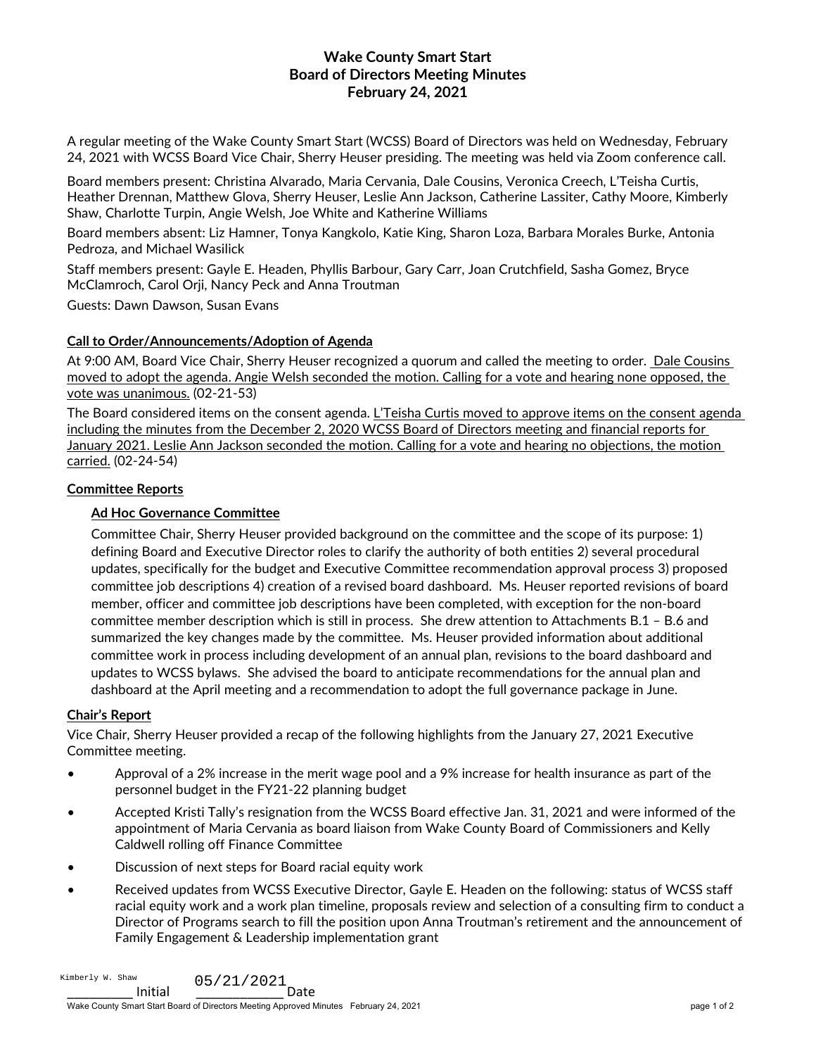# Wake County Smart Start
## Board of Directors Meeting Minutes
## February 24, 2021

A regular meeting of the Wake County Smart Start (WCSS) Board of Directors was held on Wednesday, February 24, 2021 with WCSS Board Vice Chair, Sherry Heuser presiding. The meeting was held via Zoom conference call.

Board members present: Christina Alvarado, Maria Cervania, Dale Cousins, Veronica Creech, L'Teisha Curtis, Heather Drennan, Matthew Glova, Sherry Heuser, Leslie Ann Jackson, Catherine Lassiter, Cathy Moore, Kimberly Shaw, Charlotte Turpin, Angie Welsh, Joe White and Katherine Williams

Board members absent: Liz Hamner, Tonya Kangkolo, Katie King, Sharon Loza, Barbara Morales Burke, Antonia Pedroza, and Michael Wasilick

Staff members present: Gayle E. Headen, Phyllis Barbour, Gary Carr, Joan Crutchfield, Sasha Gomez, Bryce McClamroch, Carol Orji, Nancy Peck and Anna Troutman

Guests: Dawn Dawson, Susan Evans

**Call to Order/Announcements/Adoption of Agenda**

At 9:00 AM, Board Vice Chair, Sherry Heuser recognized a quorum and called the meeting to order. Dale Cousins moved to adopt the agenda. Angie Welsh seconded the motion. Calling for a vote and hearing none opposed, the vote was unanimous. (02-21-53)

The Board considered items on the consent agenda. L'Teisha Curtis moved to approve items on the consent agenda including the minutes from the December 2, 2020 WCSS Board of Directors meeting and financial reports for January 2021. Leslie Ann Jackson seconded the motion. Calling for a vote and hearing no objections, the motion carried. (02-24-54)

**Committee Reports**

**Ad Hoc Governance Committee**

Committee Chair, Sherry Heuser provided background on the committee and the scope of its purpose: 1) defining Board and Executive Director roles to clarify the authority of both entities 2) several procedural updates, specifically for the budget and Executive Committee recommendation approval process 3) proposed committee job descriptions 4) creation of a revised board dashboard. Ms. Heuser reported revisions of board member, officer and committee job descriptions have been completed, with exception for the non-board committee member description which is still in process. She drew attention to Attachments B.1 – B.6 and summarized the key changes made by the committee. Ms. Heuser provided information about additional committee work in process including development of an annual plan, revisions to the board dashboard and updates to WCSS bylaws. She advised the board to anticipate recommendations for the annual plan and dashboard at the April meeting and a recommendation to adopt the full governance package in June.

**Chair's Report**

Vice Chair, Sherry Heuser provided a recap of the following highlights from the January 27, 2021 Executive Committee meeting.

- Approval of a 2% increase in the merit wage pool and a 9% increase for health insurance as part of the personnel budget in the FY21-22 planning budget
- Accepted Kristi Tally's resignation from the WCSS Board effective Jan. 31, 2021 and were informed of the appointment of Maria Cervania as board liaison from Wake County Board of Commissioners and Kelly Caldwell rolling off Finance Committee
- Discussion of next steps for Board racial equity work
- Received updates from WCSS Executive Director, Gayle E. Headen on the following: status of WCSS staff racial equity work and a work plan timeline, proposals review and selection of a consulting firm to conduct a Director of Programs search to fill the position upon Anna Troutman's retirement and the announcement of Family Engagement & Leadership implementation grant

Kimberly W. Shaw Initial 05/21/2021 Date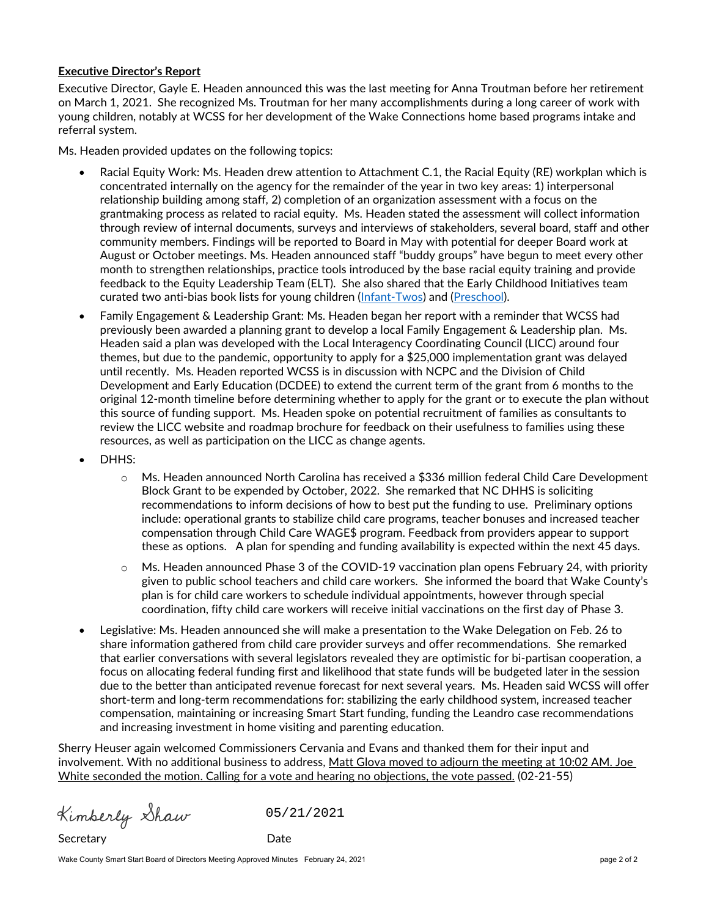**Executive Director's Report**

Executive Director, Gayle E. Headen announced this was the last meeting for Anna Troutman before her retirement on March 1, 2021. She recognized Ms. Troutman for her many accomplishments during a long career of work with young children, notably at WCSS for her development of the Wake Connections home based programs intake and referral system.

Ms. Headen provided updates on the following topics:

- Racial Equity Work: Ms. Headen drew attention to Attachment C.1, the Racial Equity (RE) workplan which is concentrated internally on the agency for the remainder of the year in two key areas: 1) interpersonal relationship building among staff, 2) completion of an organization assessment with a focus on the grantmaking process as related to racial equity. Ms. Headen stated the assessment will collect information through review of internal documents, surveys and interviews of stakeholders, several board, staff and other community members. Findings will be reported to Board in May with potential for deeper Board work at August or October meetings. Ms. Headen announced staff "buddy groups" have begun to meet every other month to strengthen relationships, practice tools introduced by the base racial equity training and provide feedback to the Equity Leadership Team (ELT). She also shared that the Early Childhood Initiatives team curated two anti-bias book lists for young children (Infant-Twos) and (Preschool).
- Family Engagement & Leadership Grant: Ms. Headen began her report with a reminder that WCSS had previously been awarded a planning grant to develop a local Family Engagement & Leadership plan. Ms. Headen said a plan was developed with the Local Interagency Coordinating Council (LICC) around four themes, but due to the pandemic, opportunity to apply for a $25,000 implementation grant was delayed until recently. Ms. Headen reported WCSS is in discussion with NCPC and the Division of Child Development and Early Education (DCDEE) to extend the current term of the grant from 6 months to the original 12-month timeline before determining whether to apply for the grant or to execute the plan without this source of funding support. Ms. Headen spoke on potential recruitment of families as consultants to review the LICC website and roadmap brochure for feedback on their usefulness to families using these resources, as well as participation on the LICC as change agents.
- DHHS:
  - Ms. Headen announced North Carolina has received a $336 million federal Child Care Development Block Grant to be expended by October, 2022. She remarked that NC DHHS is soliciting recommendations to inform decisions of how to best put the funding to use. Preliminary options include: operational grants to stabilize child care programs, teacher bonuses and increased teacher compensation through Child Care WAGE$ program. Feedback from providers appear to support these as options. A plan for spending and funding availability is expected within the next 45 days.
  - Ms. Headen announced Phase 3 of the COVID-19 vaccination plan opens February 24, with priority given to public school teachers and child care workers. She informed the board that Wake County's plan is for child care workers to schedule individual appointments, however through special coordination, fifty child care workers will receive initial vaccinations on the first day of Phase 3.
- Legislative: Ms. Headen announced she will make a presentation to the Wake Delegation on Feb. 26 to share information gathered from child care provider surveys and offer recommendations. She remarked that earlier conversations with several legislators revealed they are optimistic for bi-partisan cooperation, a focus on allocating federal funding first and likelihood that state funds will be budgeted later in the session due to the better than anticipated revenue forecast for next several years. Ms. Headen said WCSS will offer short-term and long-term recommendations for: stabilizing the early childhood system, increased teacher compensation, maintaining or increasing Smart Start funding, funding the Leandro case recommendations and increasing investment in home visiting and parenting education.

Sherry Heuser again welcomed Commissioners Cervania and Evans and thanked them for their input and involvement. With no additional business to address, Matt Glova moved to adjourn the meeting at 10:02 AM. Joe White seconded the motion. Calling for a vote and hearing no objections, the vote passed. (02-21-55)

Kimberly Shaw — 05/21/2021

Secretary — Date